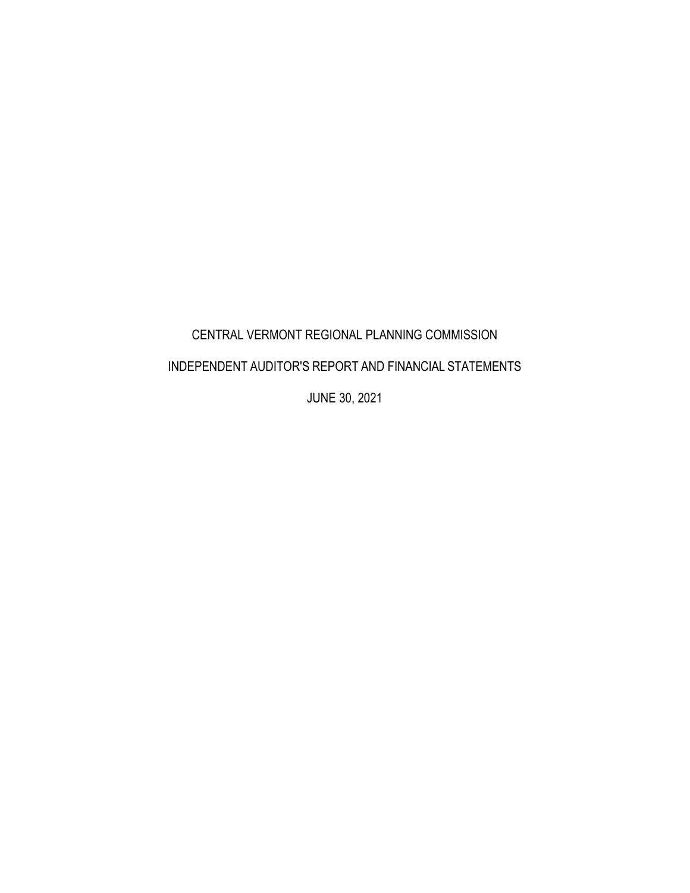# CENTRAL VERMONT REGIONAL PLANNING COMMISSION

## INDEPENDENT AUDITOR'S REPORT AND FINANCIAL STATEMENTS

JUNE 30, 2021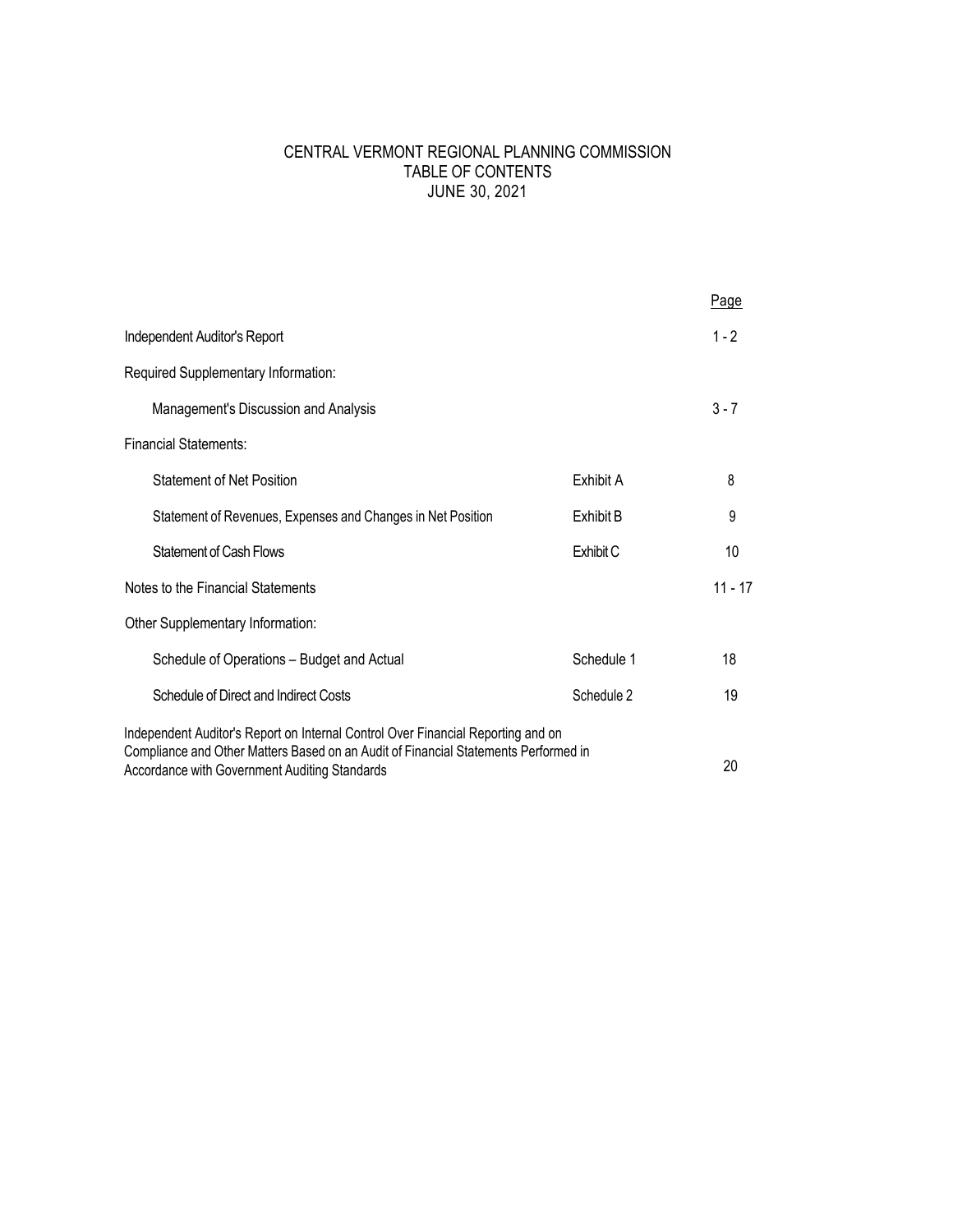# CENTRAL VERMONT REGIONAL PLANNING COMMISSION
## TABLE OF CONTENTS
## JUNE 30, 2021

| | | Page |
|---|---|---|
| Independent Auditor's Report | | 1 - 2 |
| Required Supplementary Information: | | |
| Management's Discussion and Analysis | | 3 - 7 |
| Financial Statements: | | |
| Statement of Net Position | Exhibit A | 8 |
| Statement of Revenues, Expenses and Changes in Net Position | Exhibit B | 9 |
| Statement of Cash Flows | Exhibit C | 10 |
| Notes to the Financial Statements | | 11 - 17 |
| Other Supplementary Information: | | |
| Schedule of Operations – Budget and Actual | Schedule 1 | 18 |
| Schedule of Direct and Indirect Costs | Schedule 2 | 19 |
| Independent Auditor's Report on Internal Control Over Financial Reporting and on Compliance and Other Matters Based on an Audit of Financial Statements Performed in Accordance with Government Auditing Standards | | 20 |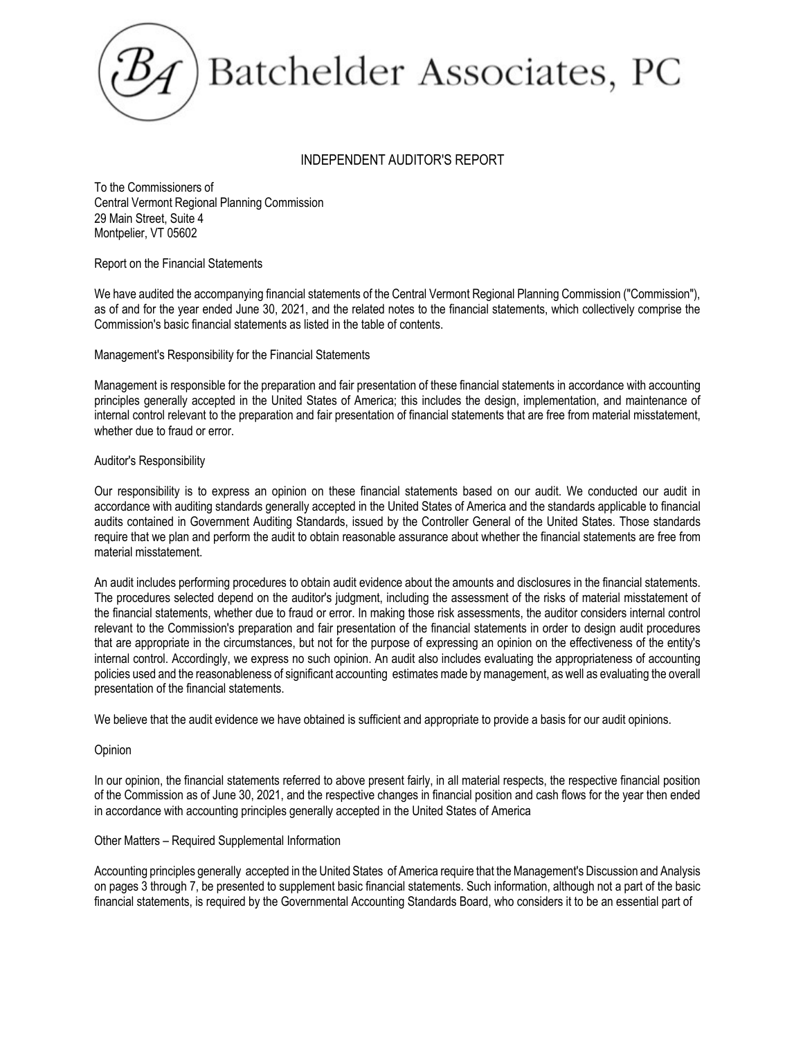# Batchelder Associates, PC

## INDEPENDENT AUDITOR'S REPORT

To the Commissioners of
Central Vermont Regional Planning Commission
29 Main Street, Suite 4
Montpelier, VT 05602

### Report on the Financial Statements

We have audited the accompanying financial statements of the Central Vermont Regional Planning Commission ("Commission"), as of and for the year ended June 30, 2021, and the related notes to the financial statements, which collectively comprise the Commission's basic financial statements as listed in the table of contents.

### Management's Responsibility for the Financial Statements

Management is responsible for the preparation and fair presentation of these financial statements in accordance with accounting principles generally accepted in the United States of America; this includes the design, implementation, and maintenance of internal control relevant to the preparation and fair presentation of financial statements that are free from material misstatement, whether due to fraud or error.

### Auditor's Responsibility

Our responsibility is to express an opinion on these financial statements based on our audit. We conducted our audit in accordance with auditing standards generally accepted in the United States of America and the standards applicable to financial audits contained in Government Auditing Standards, issued by the Controller General of the United States. Those standards require that we plan and perform the audit to obtain reasonable assurance about whether the financial statements are free from material misstatement.

An audit includes performing procedures to obtain audit evidence about the amounts and disclosures in the financial statements. The procedures selected depend on the auditor's judgment, including the assessment of the risks of material misstatement of the financial statements, whether due to fraud or error. In making those risk assessments, the auditor considers internal control relevant to the Commission's preparation and fair presentation of the financial statements in order to design audit procedures that are appropriate in the circumstances, but not for the purpose of expressing an opinion on the effectiveness of the entity's internal control. Accordingly, we express no such opinion. An audit also includes evaluating the appropriateness of accounting policies used and the reasonableness of significant accounting estimates made by management, as well as evaluating the overall presentation of the financial statements.

We believe that the audit evidence we have obtained is sufficient and appropriate to provide a basis for our audit opinions.

### Opinion

In our opinion, the financial statements referred to above present fairly, in all material respects, the respective financial position of the Commission as of June 30, 2021, and the respective changes in financial position and cash flows for the year then ended in accordance with accounting principles generally accepted in the United States of America

### Other Matters – Required Supplemental Information

Accounting principles generally accepted in the United States of America require that the Management's Discussion and Analysis on pages 3 through 7, be presented to supplement basic financial statements. Such information, although not a part of the basic financial statements, is required by the Governmental Accounting Standards Board, who considers it to be an essential part of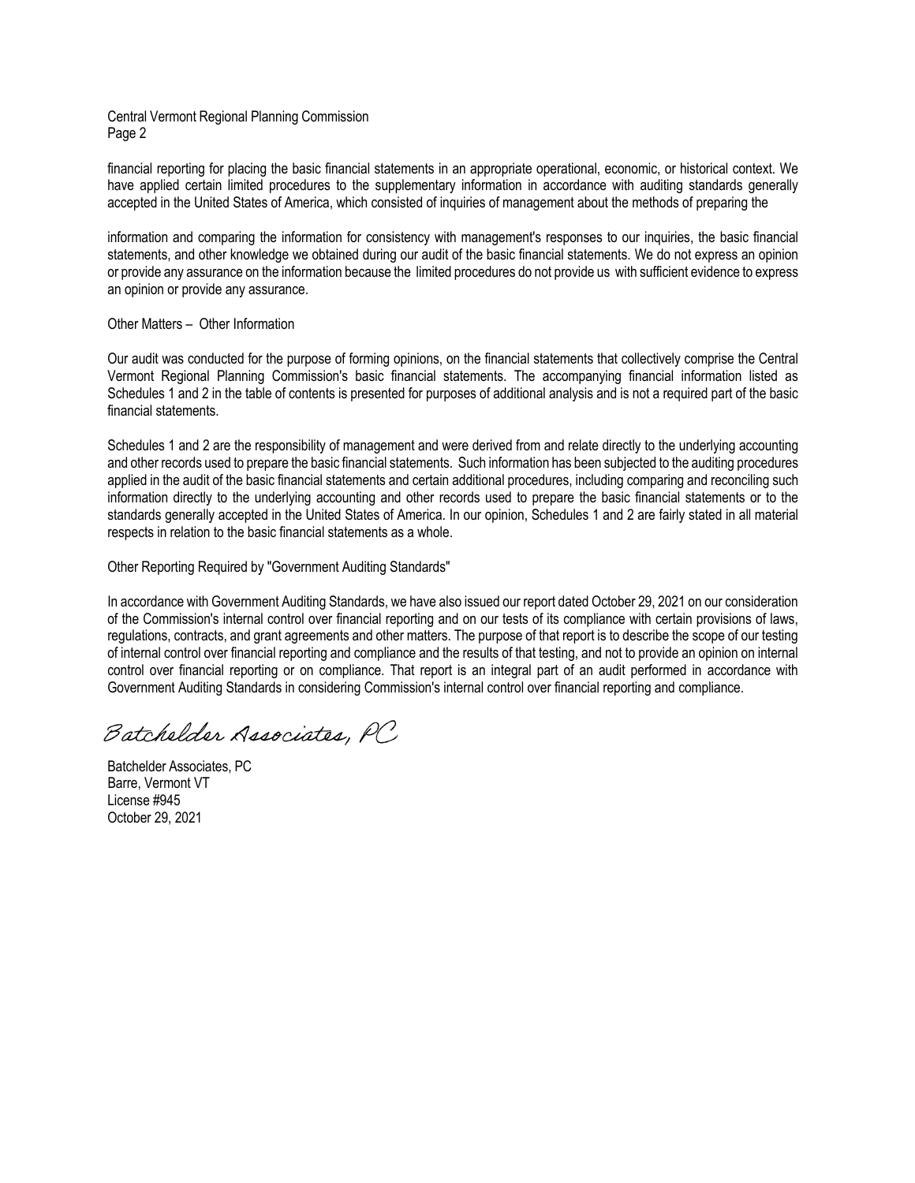financial reporting for placing the basic financial statements in an appropriate operational, economic, or historical context. We have applied certain limited procedures to the supplementary information in accordance with auditing standards generally accepted in the United States of America, which consisted of inquiries of management about the methods of preparing the

information and comparing the information for consistency with management's responses to our inquiries, the basic financial statements, and other knowledge we obtained during our audit of the basic financial statements. We do not express an opinion or provide any assurance on the information because the limited procedures do not provide us with sufficient evidence to express an opinion or provide any assurance.

Other Matters – Other Information

Our audit was conducted for the purpose of forming opinions, on the financial statements that collectively comprise the Central Vermont Regional Planning Commission's basic financial statements. The accompanying financial information listed as Schedules 1 and 2 in the table of contents is presented for purposes of additional analysis and is not a required part of the basic financial statements.

Schedules 1 and 2 are the responsibility of management and were derived from and relate directly to the underlying accounting and other records used to prepare the basic financial statements. Such information has been subjected to the auditing procedures applied in the audit of the basic financial statements and certain additional procedures, including comparing and reconciling such information directly to the underlying accounting and other records used to prepare the basic financial statements or to the standards generally accepted in the United States of America. In our opinion, Schedules 1 and 2 are fairly stated in all material respects in relation to the basic financial statements as a whole.

Other Reporting Required by "Government Auditing Standards"

In accordance with Government Auditing Standards, we have also issued our report dated October 29, 2021 on our consideration of the Commission's internal control over financial reporting and on our tests of its compliance with certain provisions of laws, regulations, contracts, and grant agreements and other matters. The purpose of that report is to describe the scope of our testing of internal control over financial reporting and compliance and the results of that testing, and not to provide an opinion on internal control over financial reporting or on compliance. That report is an integral part of an audit performed in accordance with Government Auditing Standards in considering Commission's internal control over financial reporting and compliance.

*Batchelder Associates, PC*

Batchelder Associates, PC
Barre, Vermont VT
License #945
October 29, 2021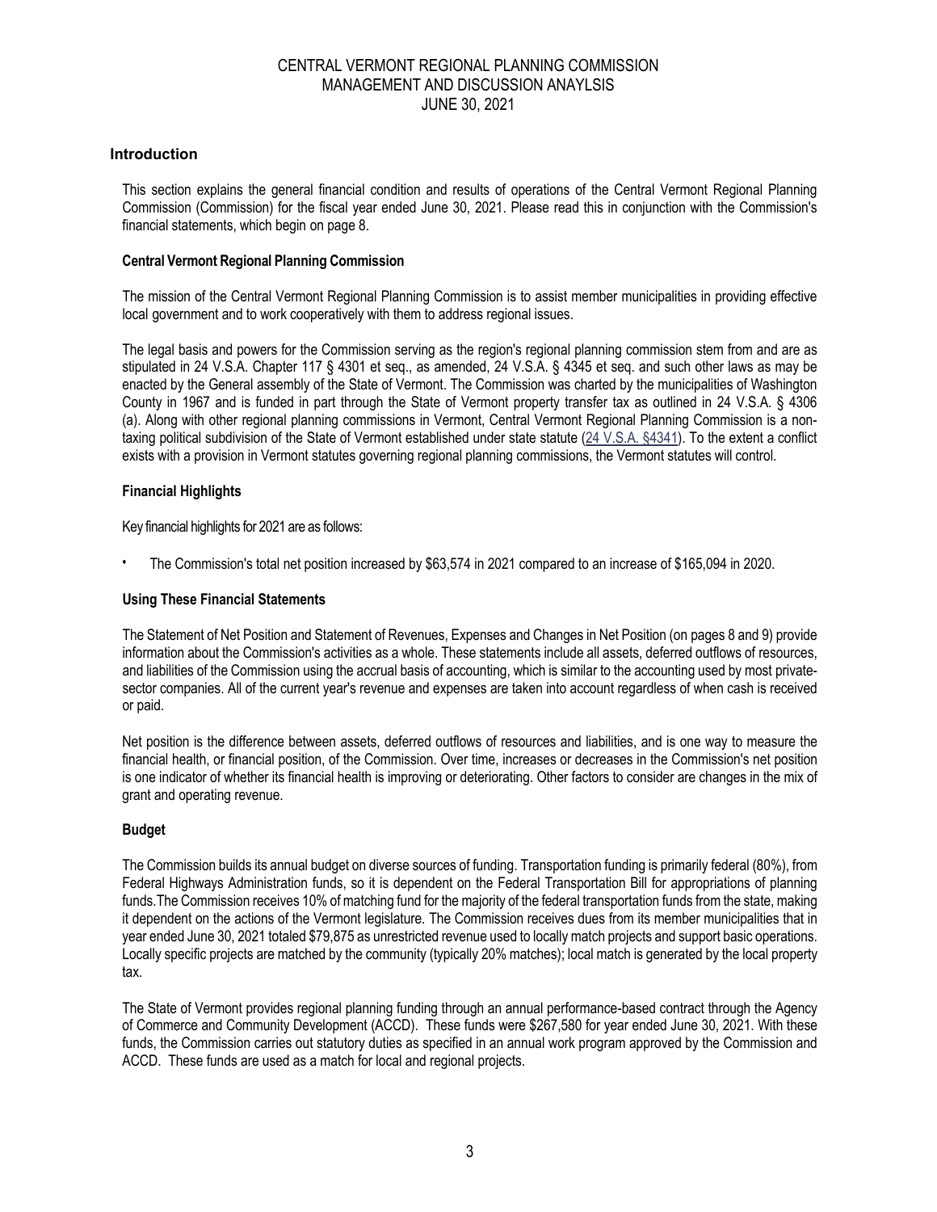CENTRAL VERMONT REGIONAL PLANNING COMMISSION
MANAGEMENT AND DISCUSSION ANAYLSIS
JUNE 30, 2021

## Introduction

This section explains the general financial condition and results of operations of the Central Vermont Regional Planning Commission (Commission) for the fiscal year ended June 30, 2021. Please read this in conjunction with the Commission's financial statements, which begin on page 8.

### Central Vermont Regional Planning Commission

The mission of the Central Vermont Regional Planning Commission is to assist member municipalities in providing effective local government and to work cooperatively with them to address regional issues.

The legal basis and powers for the Commission serving as the region's regional planning commission stem from and are as stipulated in 24 V.S.A. Chapter 117 § 4301 et seq., as amended, 24 V.S.A. § 4345 et seq. and such other laws as may be enacted by the General assembly of the State of Vermont. The Commission was charted by the municipalities of Washington County in 1967 and is funded in part through the State of Vermont property transfer tax as outlined in 24 V.S.A. § 4306 (a). Along with other regional planning commissions in Vermont, Central Vermont Regional Planning Commission is a non-taxing political subdivision of the State of Vermont established under state statute (24 V.S.A. §4341). To the extent a conflict exists with a provision in Vermont statutes governing regional planning commissions, the Vermont statutes will control.

### Financial Highlights

Key financial highlights for 2021 are as follows:

- The Commission's total net position increased by $63,574 in 2021 compared to an increase of $165,094 in 2020.

### Using These Financial Statements

The Statement of Net Position and Statement of Revenues, Expenses and Changes in Net Position (on pages 8 and 9) provide information about the Commission's activities as a whole. These statements include all assets, deferred outflows of resources, and liabilities of the Commission using the accrual basis of accounting, which is similar to the accounting used by most private-sector companies. All of the current year's revenue and expenses are taken into account regardless of when cash is received or paid.

Net position is the difference between assets, deferred outflows of resources and liabilities, and is one way to measure the financial health, or financial position, of the Commission. Over time, increases or decreases in the Commission's net position is one indicator of whether its financial health is improving or deteriorating. Other factors to consider are changes in the mix of grant and operating revenue.

### Budget

The Commission builds its annual budget on diverse sources of funding. Transportation funding is primarily federal (80%), from Federal Highways Administration funds, so it is dependent on the Federal Transportation Bill for appropriations of planning funds.The Commission receives 10% of matching fund for the majority of the federal transportation funds from the state, making it dependent on the actions of the Vermont legislature. The Commission receives dues from its member municipalities that in year ended June 30, 2021 totaled $79,875 as unrestricted revenue used to locally match projects and support basic operations. Locally specific projects are matched by the community (typically 20% matches); local match is generated by the local property tax.

The State of Vermont provides regional planning funding through an annual performance-based contract through the Agency of Commerce and Community Development (ACCD). These funds were $267,580 for year ended June 30, 2021. With these funds, the Commission carries out statutory duties as specified in an annual work program approved by the Commission and ACCD. These funds are used as a match for local and regional projects.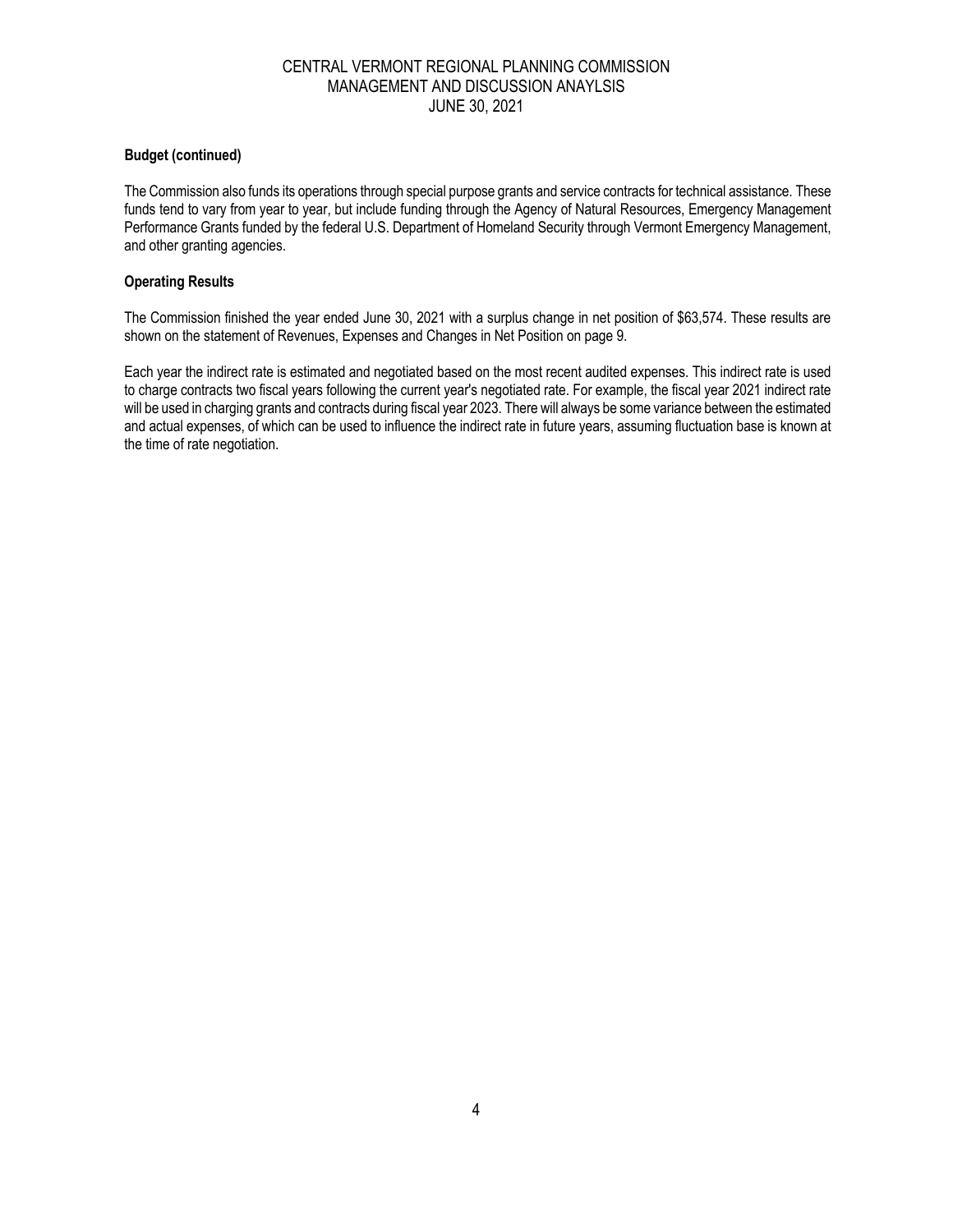**Budget (continued)**

The Commission also funds its operations through special purpose grants and service contracts for technical assistance. These funds tend to vary from year to year, but include funding through the Agency of Natural Resources, Emergency Management Performance Grants funded by the federal U.S. Department of Homeland Security through Vermont Emergency Management, and other granting agencies.

**Operating Results**

The Commission finished the year ended June 30, 2021 with a surplus change in net position of $63,574. These results are shown on the statement of Revenues, Expenses and Changes in Net Position on page 9.

Each year the indirect rate is estimated and negotiated based on the most recent audited expenses. This indirect rate is used to charge contracts two fiscal years following the current year's negotiated rate. For example, the fiscal year 2021 indirect rate will be used in charging grants and contracts during fiscal year 2023. There will always be some variance between the estimated and actual expenses, of which can be used to influence the indirect rate in future years, assuming fluctuation base is known at the time of rate negotiation.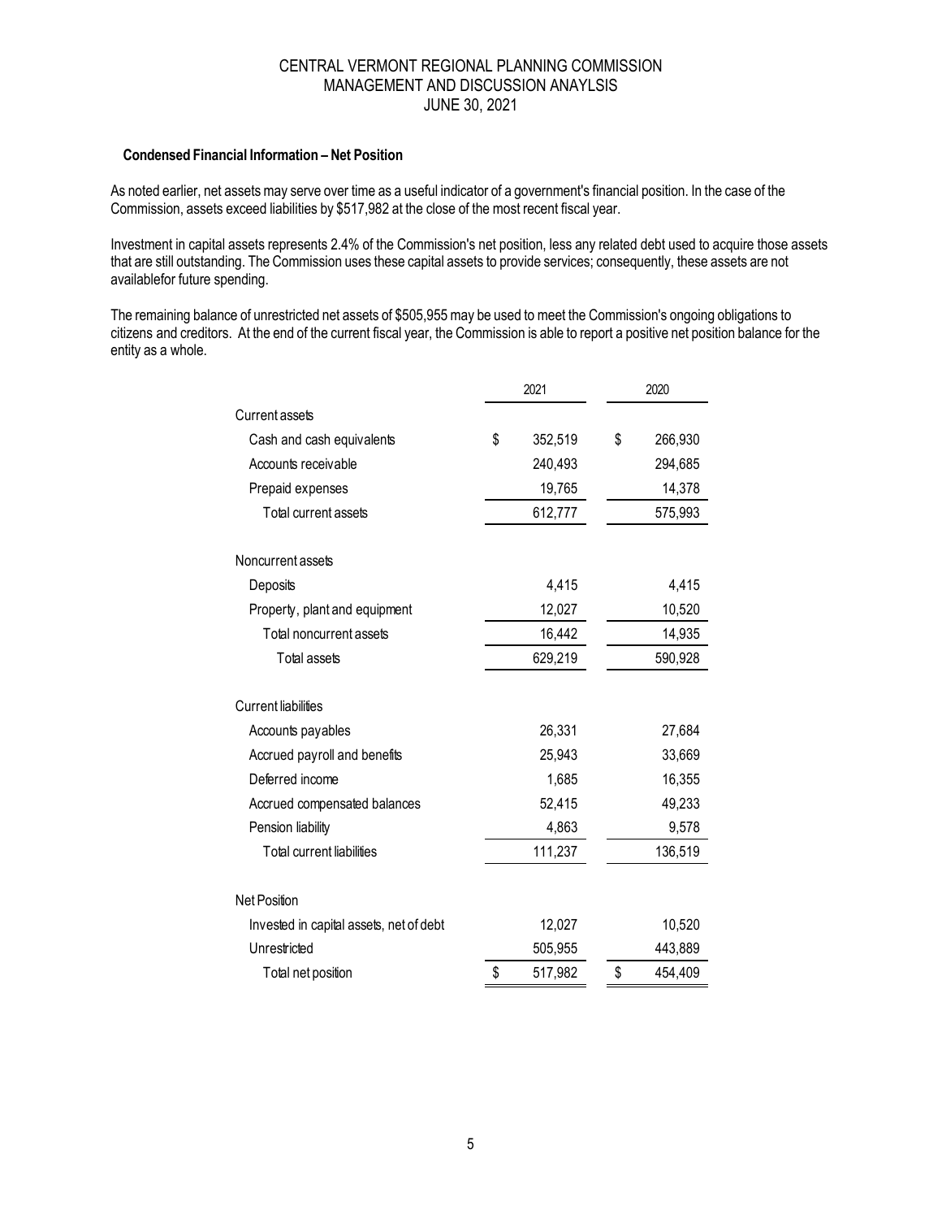CENTRAL VERMONT REGIONAL PLANNING COMMISSION
MANAGEMENT AND DISCUSSION ANAYLSIS
JUNE 30, 2021

**Condensed Financial Information – Net Position**

As noted earlier, net assets may serve over time as a useful indicator of a government's financial position. In the case of the Commission, assets exceed liabilities by $517,982 at the close of the most recent fiscal year.

Investment in capital assets represents 2.4% of the Commission's net position, less any related debt used to acquire those assets that are still outstanding. The Commission uses these capital assets to provide services; consequently, these assets are not availablefor future spending.

The remaining balance of unrestricted net assets of $505,955 may be used to meet the Commission's ongoing obligations to citizens and creditors. At the end of the current fiscal year, the Commission is able to report a positive net position balance for the entity as a whole.

| | 2021 | 2020 |
|---|---|---|
| Current assets | | |
| Cash and cash equivalents | $ 352,519 | $ 266,930 |
| Accounts receivable | 240,493 | 294,685 |
| Prepaid expenses | 19,765 | 14,378 |
| Total current assets | 612,777 | 575,993 |
| Noncurrent assets | | |
| Deposits | 4,415 | 4,415 |
| Property, plant and equipment | 12,027 | 10,520 |
| Total noncurrent assets | 16,442 | 14,935 |
| Total assets | 629,219 | 590,928 |
| Current liabilities | | |
| Accounts payables | 26,331 | 27,684 |
| Accrued payroll and benefits | 25,943 | 33,669 |
| Deferred income | 1,685 | 16,355 |
| Accrued compensated balances | 52,415 | 49,233 |
| Pension liability | 4,863 | 9,578 |
| Total current liabilities | 111,237 | 136,519 |
| Net Position | | |
| Invested in capital assets, net of debt | 12,027 | 10,520 |
| Unrestricted | 505,955 | 443,889 |
| Total net position | $ 517,982 | $ 454,409 |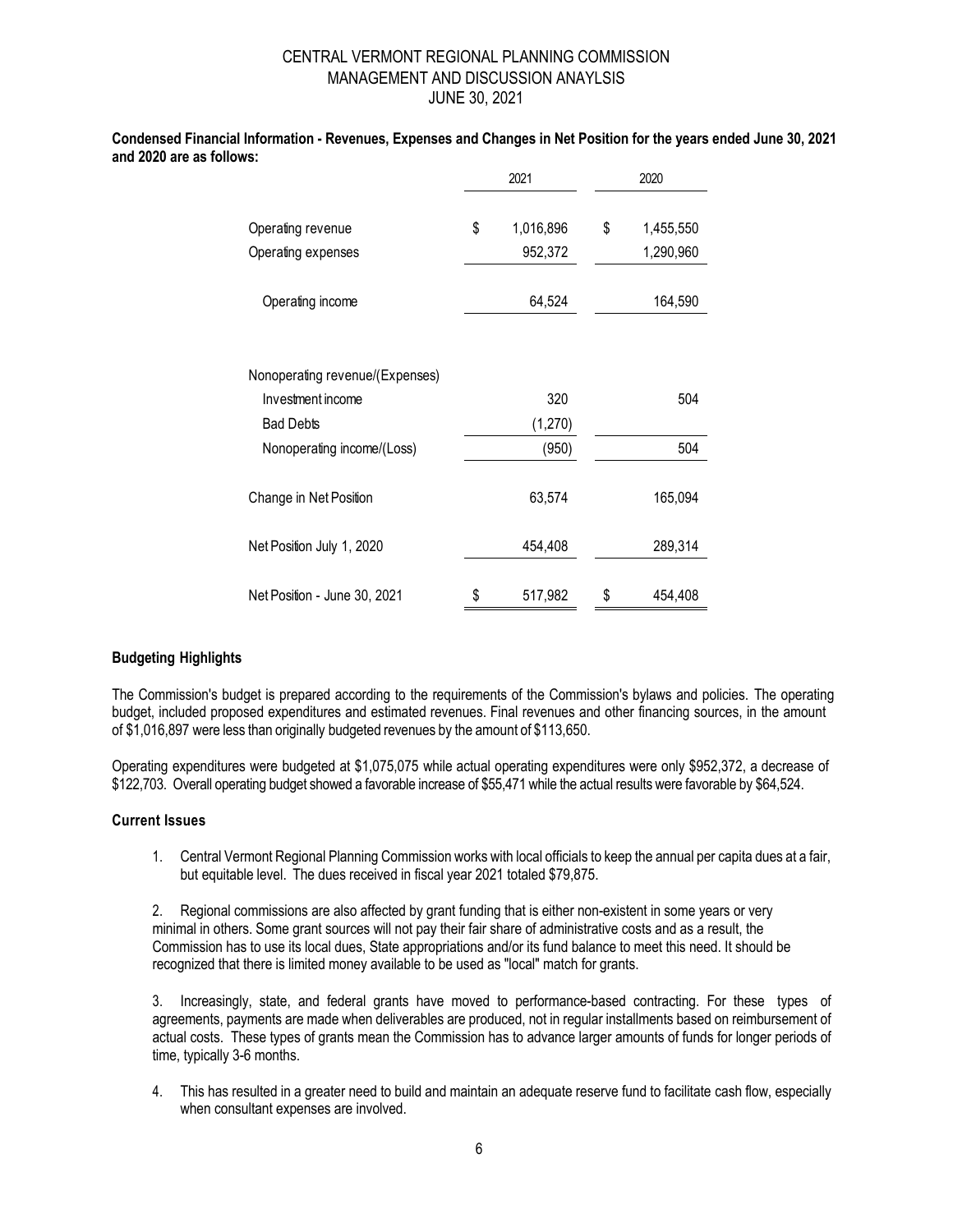**Condensed Financial Information - Revenues, Expenses and Changes in Net Position for the years ended June 30, 2021 and 2020 are as follows:**

| | 2021 | 2020 |
|---|---|---|
| Operating revenue | $ 1,016,896 | $ 1,455,550 |
| Operating expenses | 952,372 | 1,290,960 |
| Operating income | 64,524 | 164,590 |
| Nonoperating revenue/(Expenses) | | |
| Investment income | 320 | 504 |
| Bad Debts | (1,270) | |
| Nonoperating income/(Loss) | (950) | 504 |
| Change in Net Position | 63,574 | 165,094 |
| Net Position July 1, 2020 | 454,408 | 289,314 |
| Net Position - June 30, 2021 | $ 517,982 | $ 454,408 |

**Budgeting Highlights**

The Commission's budget is prepared according to the requirements of the Commission's bylaws and policies. The operating budget, included proposed expenditures and estimated revenues. Final revenues and other financing sources, in the amount of $1,016,897 were less than originally budgeted revenues by the amount of $113,650.

Operating expenditures were budgeted at $1,075,075 while actual operating expenditures were only $952,372, a decrease of $122,703. Overall operating budget showed a favorable increase of $55,471 while the actual results were favorable by $64,524.

**Current Issues**

1. Central Vermont Regional Planning Commission works with local officials to keep the annual per capita dues at a fair, but equitable level. The dues received in fiscal year 2021 totaled $79,875.

2. Regional commissions are also affected by grant funding that is either non-existent in some years or very minimal in others. Some grant sources will not pay their fair share of administrative costs and as a result, the Commission has to use its local dues, State appropriations and/or its fund balance to meet this need. It should be recognized that there is limited money available to be used as "local" match for grants.

3. Increasingly, state, and federal grants have moved to performance-based contracting. For these types of agreements, payments are made when deliverables are produced, not in regular installments based on reimbursement of actual costs. These types of grants mean the Commission has to advance larger amounts of funds for longer periods of time, typically 3-6 months.

4. This has resulted in a greater need to build and maintain an adequate reserve fund to facilitate cash flow, especially when consultant expenses are involved.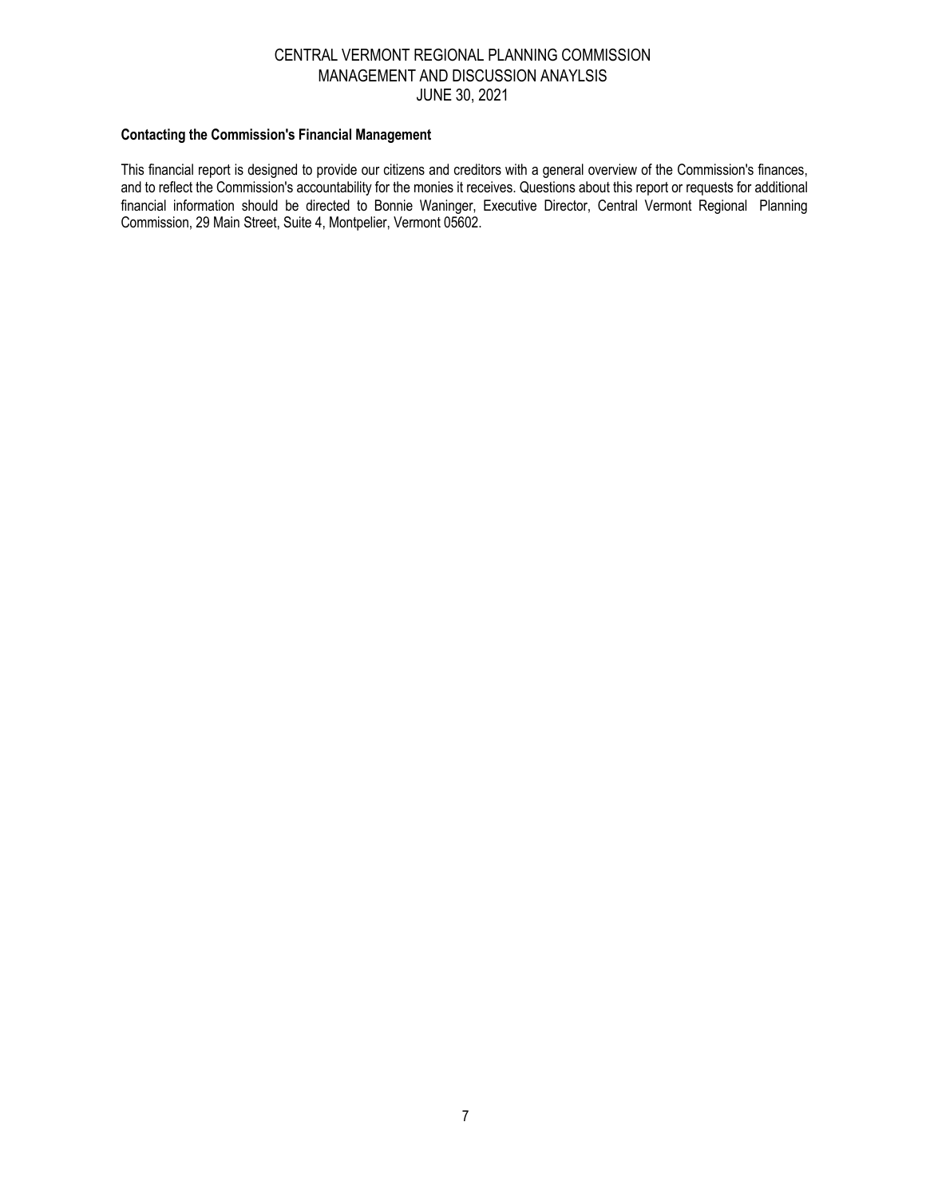#### Contacting the Commission's Financial Management

This financial report is designed to provide our citizens and creditors with a general overview of the Commission's finances, and to reflect the Commission's accountability for the monies it receives. Questions about this report or requests for additional financial information should be directed to Bonnie Waninger, Executive Director, Central Vermont Regional Planning Commission, 29 Main Street, Suite 4, Montpelier, Vermont 05602.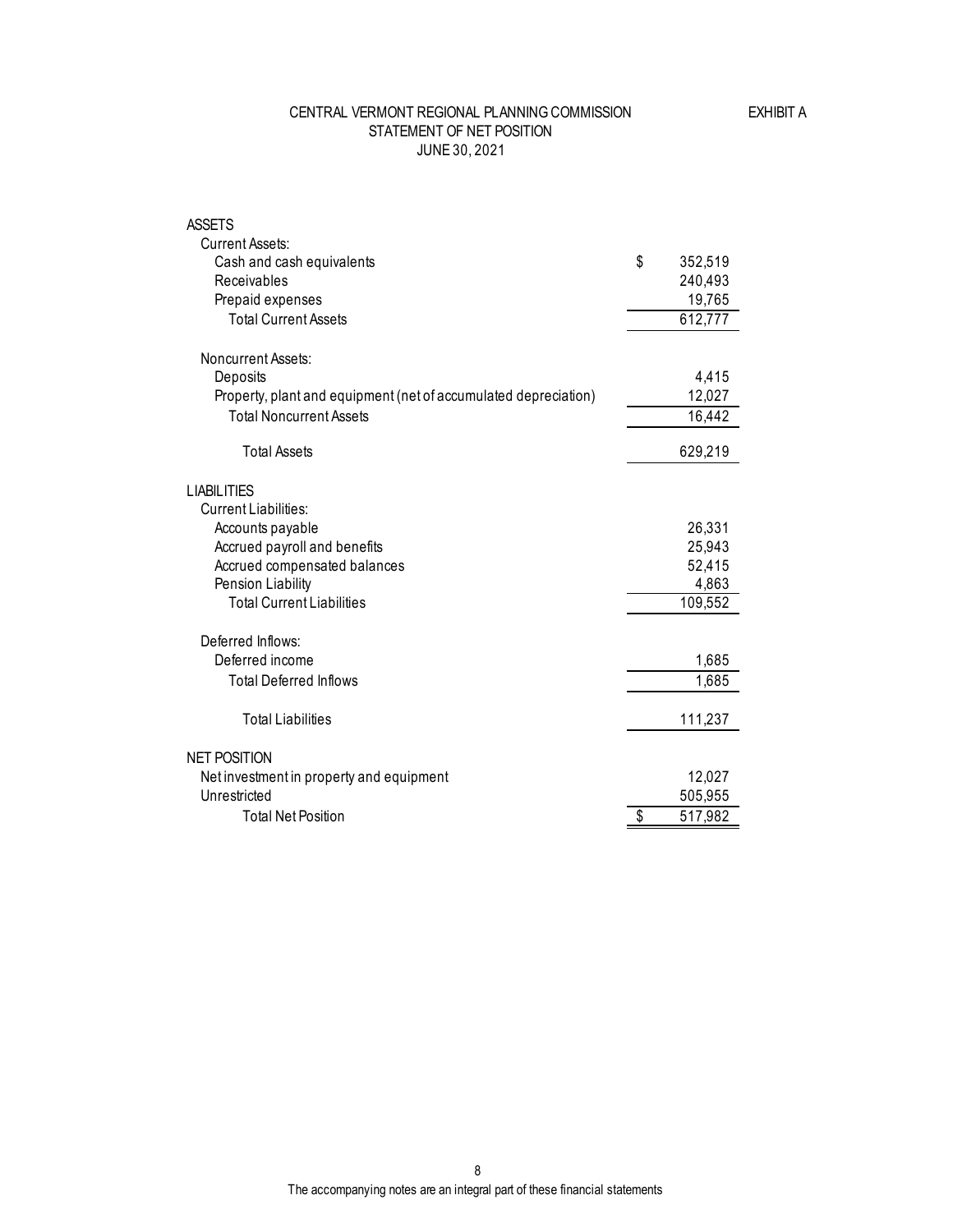# CENTRAL VERMONT REGIONAL PLANNING COMMISSION

EXHIBIT A

## STATEMENT OF NET POSITION

### JUNE 30, 2021

| | |
|---|---|
| **ASSETS** | |
| Current Assets: | |
| Cash and cash equivalents | $ 352,519 |
| Receivables | 240,493 |
| Prepaid expenses | 19,765 |
| Total Current Assets | 612,777 |
| | |
| Noncurrent Assets: | |
| Deposits | 4,415 |
| Property, plant and equipment (net of accumulated depreciation) | 12,027 |
| Total Noncurrent Assets | 16,442 |
| | |
| Total Assets | 629,219 |
| | |
| **LIABILITIES** | |
| Current Liabilities: | |
| Accounts payable | 26,331 |
| Accrued payroll and benefits | 25,943 |
| Accrued compensated balances | 52,415 |
| Pension Liability | 4,863 |
| Total Current Liabilities | 109,552 |
| | |
| Deferred Inflows: | |
| Deferred income | 1,685 |
| Total Deferred Inflows | 1,685 |
| | |
| Total Liabilities | 111,237 |
| | |
| **NET POSITION** | |
| Net investment in property and equipment | 12,027 |
| Unrestricted | 505,955 |
| Total Net Position | $ 517,982 |

The accompanying notes are an integral part of these financial statements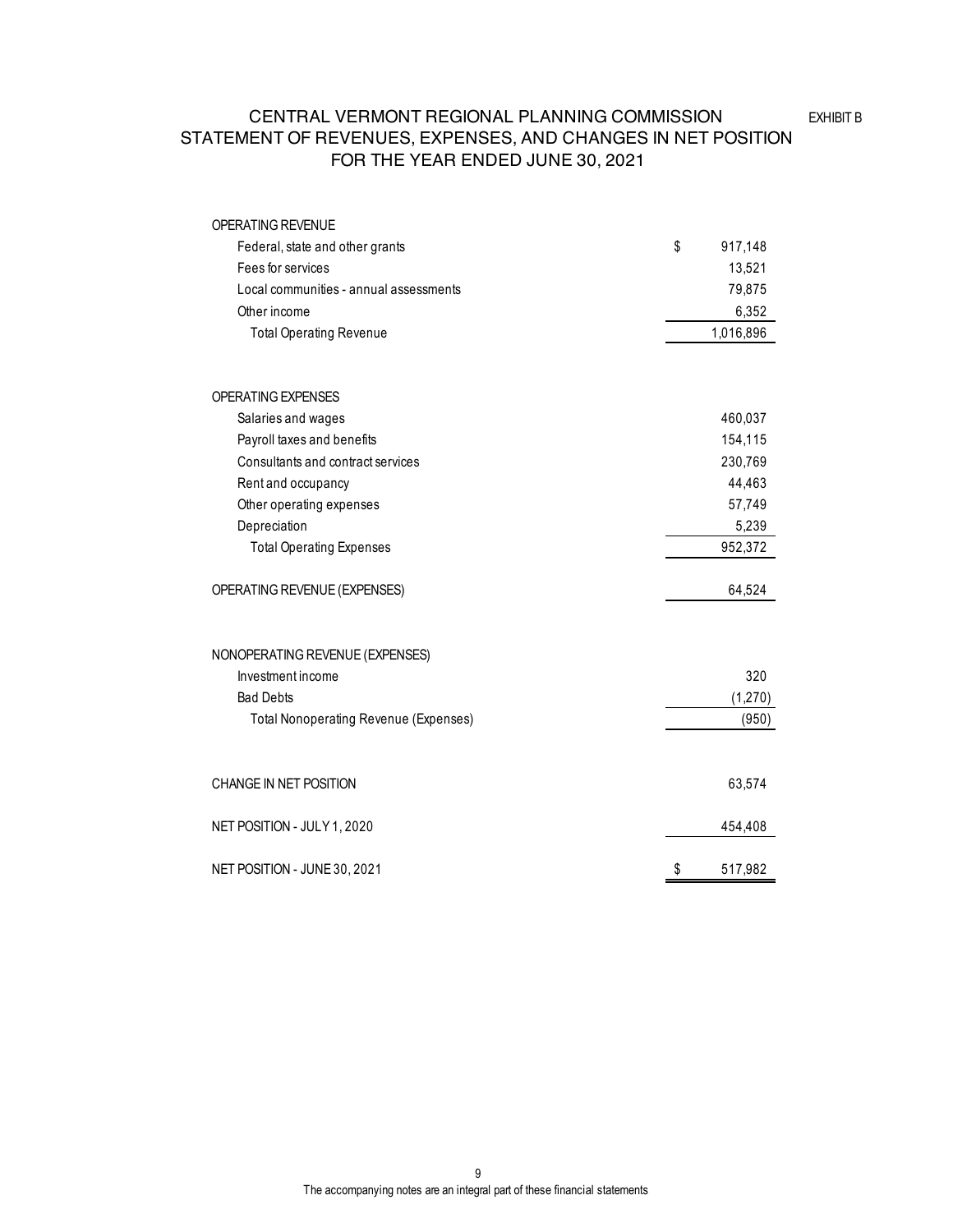# CENTRAL VERMONT REGIONAL PLANNING COMMISSION

EXHIBIT B

## STATEMENT OF REVENUES, EXPENSES, AND CHANGES IN NET POSITION

## FOR THE YEAR ENDED JUNE 30, 2021

| | |
|---|---|
| OPERATING REVENUE | |
| Federal, state and other grants | $ 917,148 |
| Fees for services | 13,521 |
| Local communities - annual assessments | 79,875 |
| Other income | 6,352 |
| Total Operating Revenue | 1,016,896 |
| | |
| OPERATING EXPENSES | |
| Salaries and wages | 460,037 |
| Payroll taxes and benefits | 154,115 |
| Consultants and contract services | 230,769 |
| Rent and occupancy | 44,463 |
| Other operating expenses | 57,749 |
| Depreciation | 5,239 |
| Total Operating Expenses | 952,372 |
| | |
| OPERATING REVENUE (EXPENSES) | 64,524 |
| | |
| NONOPERATING REVENUE (EXPENSES) | |
| Investment income | 320 |
| Bad Debts | (1,270) |
| Total Nonoperating Revenue (Expenses) | (950) |
| | |
| CHANGE IN NET POSITION | 63,574 |
| | |
| NET POSITION - JULY 1, 2020 | 454,408 |
| | |
| NET POSITION - JUNE 30, 2021 | $ 517,982 |

The accompanying notes are an integral part of these financial statements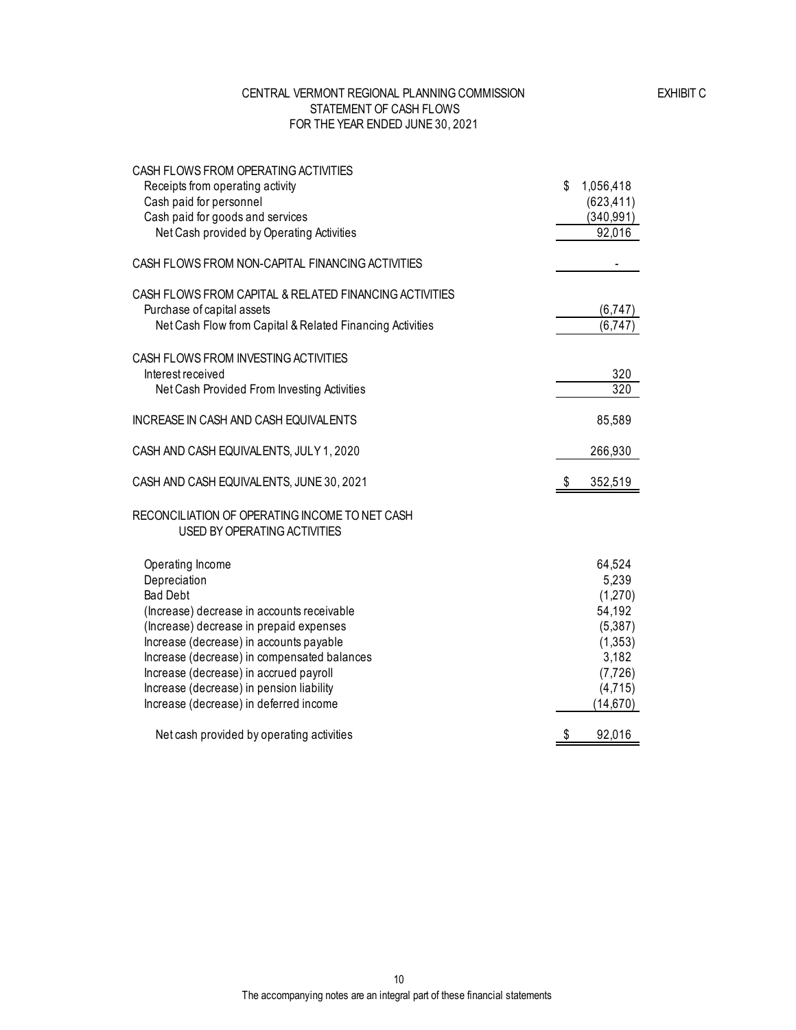# CENTRAL VERMONT REGIONAL PLANNING COMMISSION

EXHIBIT C

## STATEMENT OF CASH FLOWS
## FOR THE YEAR ENDED JUNE 30, 2021

| | |
|---|---|
| CASH FLOWS FROM OPERATING ACTIVITIES | |
| Receipts from operating activity | $ 1,056,418 |
| Cash paid for personnel | (623,411) |
| Cash paid for goods and services | (340,991) |
| Net Cash provided by Operating Activities | 92,016 |
| | |
| CASH FLOWS FROM NON-CAPITAL FINANCING ACTIVITIES | - |
| | |
| CASH FLOWS FROM CAPITAL & RELATED FINANCING ACTIVITIES | |
| Purchase of capital assets | (6,747) |
| Net Cash Flow from Capital & Related Financing Activities | (6,747) |
| | |
| CASH FLOWS FROM INVESTING ACTIVITIES | |
| Interest received | 320 |
| Net Cash Provided From Investing Activities | 320 |
| | |
| INCREASE IN CASH AND CASH EQUIVALENTS | 85,589 |
| | |
| CASH AND CASH EQUIVALENTS, JULY 1, 2020 | 266,930 |
| | |
| CASH AND CASH EQUIVALENTS, JUNE 30, 2021 | $ 352,519 |
| | |
| RECONCILIATION OF OPERATING INCOME TO NET CASH USED BY OPERATING ACTIVITIES | |
| | |
| Operating Income | 64,524 |
| Depreciation | 5,239 |
| Bad Debt | (1,270) |
| (Increase) decrease in accounts receivable | 54,192 |
| (Increase) decrease in prepaid expenses | (5,387) |
| Increase (decrease) in accounts payable | (1,353) |
| Increase (decrease) in compensated balances | 3,182 |
| Increase (decrease) in accrued payroll | (7,726) |
| Increase (decrease) in pension liability | (4,715) |
| Increase (decrease) in deferred income | (14,670) |
| | |
| Net cash provided by operating activities | $ 92,016 |

The accompanying notes are an integral part of these financial statements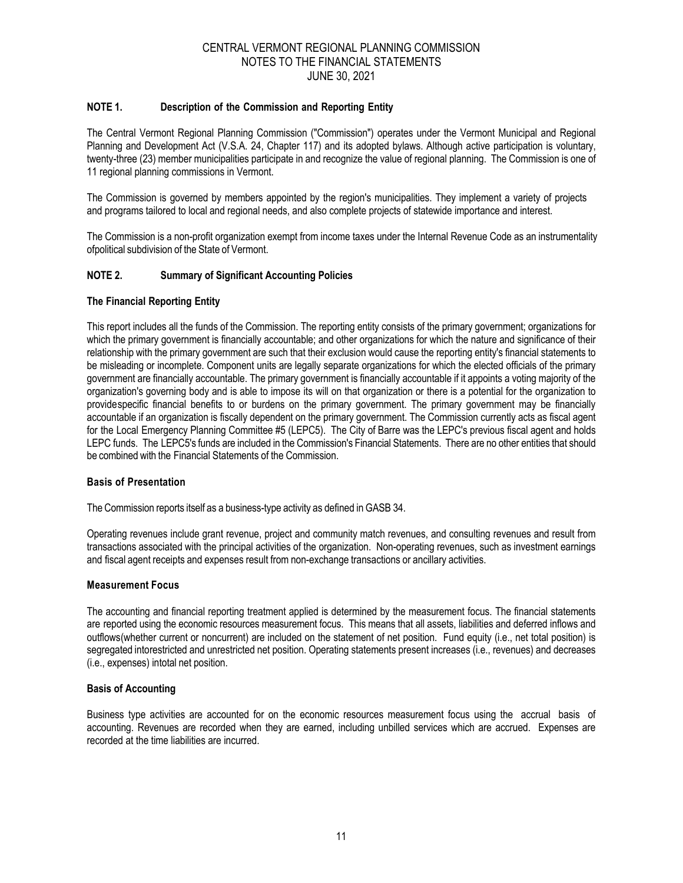# CENTRAL VERMONT REGIONAL PLANNING COMMISSION
## NOTES TO THE FINANCIAL STATEMENTS
## JUNE 30, 2021

### NOTE 1. Description of the Commission and Reporting Entity

The Central Vermont Regional Planning Commission ("Commission") operates under the Vermont Municipal and Regional Planning and Development Act (V.S.A. 24, Chapter 117) and its adopted bylaws. Although active participation is voluntary, twenty-three (23) member municipalities participate in and recognize the value of regional planning. The Commission is one of 11 regional planning commissions in Vermont.

The Commission is governed by members appointed by the region's municipalities. They implement a variety of projects and programs tailored to local and regional needs, and also complete projects of statewide importance and interest.

The Commission is a non-profit organization exempt from income taxes under the Internal Revenue Code as an instrumentality ofpolitical subdivision of the State of Vermont.

### NOTE 2. Summary of Significant Accounting Policies

**The Financial Reporting Entity**

This report includes all the funds of the Commission. The reporting entity consists of the primary government; organizations for which the primary government is financially accountable; and other organizations for which the nature and significance of their relationship with the primary government are such that their exclusion would cause the reporting entity's financial statements to be misleading or incomplete. Component units are legally separate organizations for which the elected officials of the primary government are financially accountable. The primary government is financially accountable if it appoints a voting majority of the organization's governing body and is able to impose its will on that organization or there is a potential for the organization to providespecific financial benefits to or burdens on the primary government. The primary government may be financially accountable if an organization is fiscally dependent on the primary government. The Commission currently acts as fiscal agent for the Local Emergency Planning Committee #5 (LEPC5). The City of Barre was the LEPC's previous fiscal agent and holds LEPC funds. The LEPC5's funds are included in the Commission's Financial Statements. There are no other entities that should be combined with the Financial Statements of the Commission.

**Basis of Presentation**

The Commission reports itself as a business-type activity as defined in GASB 34.

Operating revenues include grant revenue, project and community match revenues, and consulting revenues and result from transactions associated with the principal activities of the organization. Non-operating revenues, such as investment earnings and fiscal agent receipts and expenses result from non-exchange transactions or ancillary activities.

**Measurement Focus**

The accounting and financial reporting treatment applied is determined by the measurement focus. The financial statements are reported using the economic resources measurement focus. This means that all assets, liabilities and deferred inflows and outflows(whether current or noncurrent) are included on the statement of net position. Fund equity (i.e., net total position) is segregated intorestricted and unrestricted net position. Operating statements present increases (i.e., revenues) and decreases (i.e., expenses) intotal net position.

**Basis of Accounting**

Business type activities are accounted for on the economic resources measurement focus using the accrual basis of accounting. Revenues are recorded when they are earned, including unbilled services which are accrued. Expenses are recorded at the time liabilities are incurred.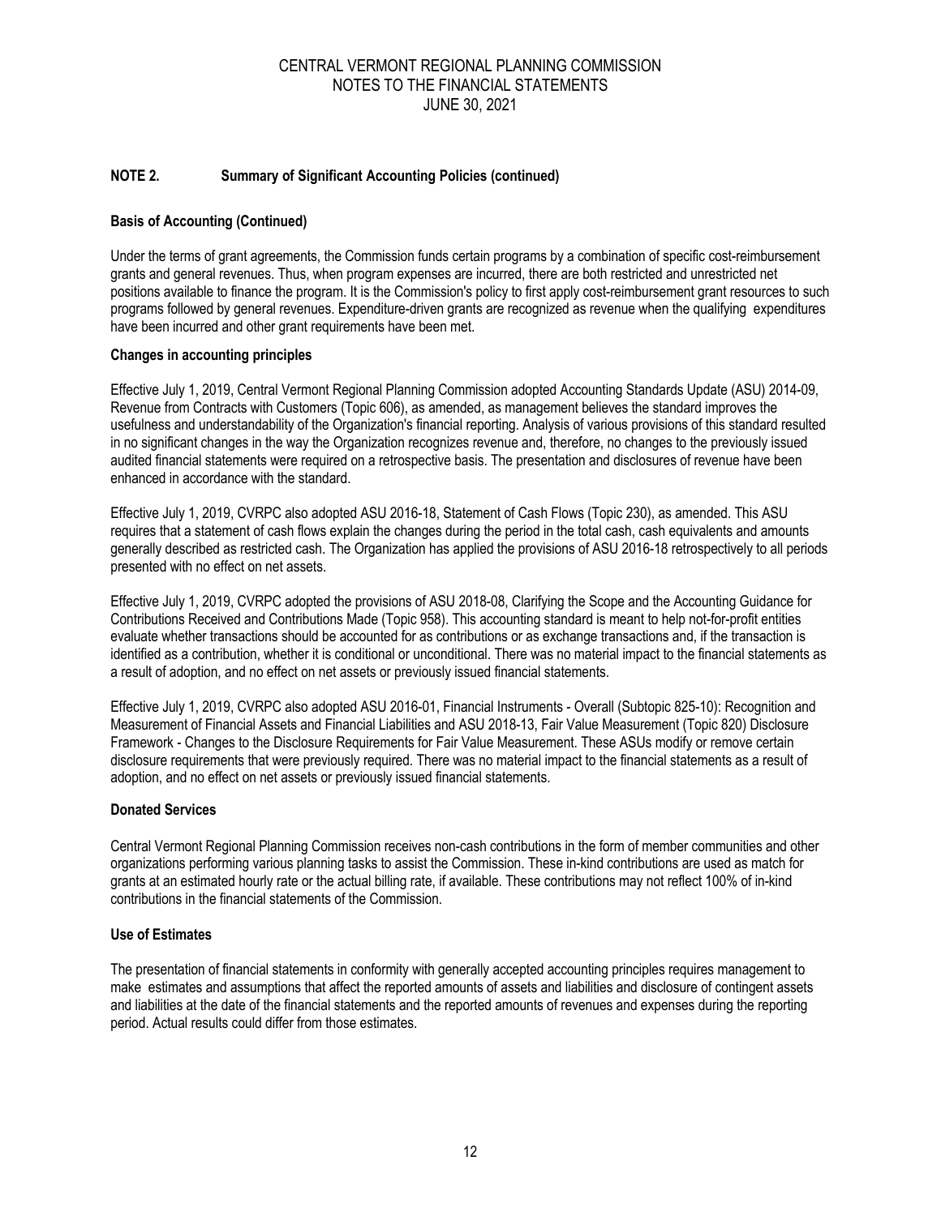## NOTE 2. Summary of Significant Accounting Policies (continued)

### Basis of Accounting (Continued)

Under the terms of grant agreements, the Commission funds certain programs by a combination of specific cost-reimbursement grants and general revenues. Thus, when program expenses are incurred, there are both restricted and unrestricted net positions available to finance the program. It is the Commission's policy to first apply cost-reimbursement grant resources to such programs followed by general revenues. Expenditure-driven grants are recognized as revenue when the qualifying expenditures have been incurred and other grant requirements have been met.

### Changes in accounting principles

Effective July 1, 2019, Central Vermont Regional Planning Commission adopted Accounting Standards Update (ASU) 2014-09, Revenue from Contracts with Customers (Topic 606), as amended, as management believes the standard improves the usefulness and understandability of the Organization's financial reporting. Analysis of various provisions of this standard resulted in no significant changes in the way the Organization recognizes revenue and, therefore, no changes to the previously issued audited financial statements were required on a retrospective basis. The presentation and disclosures of revenue have been enhanced in accordance with the standard.

Effective July 1, 2019, CVRPC also adopted ASU 2016-18, Statement of Cash Flows (Topic 230), as amended. This ASU requires that a statement of cash flows explain the changes during the period in the total cash, cash equivalents and amounts generally described as restricted cash. The Organization has applied the provisions of ASU 2016-18 retrospectively to all periods presented with no effect on net assets.

Effective July 1, 2019, CVRPC adopted the provisions of ASU 2018-08, Clarifying the Scope and the Accounting Guidance for Contributions Received and Contributions Made (Topic 958). This accounting standard is meant to help not-for-profit entities evaluate whether transactions should be accounted for as contributions or as exchange transactions and, if the transaction is identified as a contribution, whether it is conditional or unconditional. There was no material impact to the financial statements as a result of adoption, and no effect on net assets or previously issued financial statements.

Effective July 1, 2019, CVRPC also adopted ASU 2016-01, Financial Instruments - Overall (Subtopic 825-10): Recognition and Measurement of Financial Assets and Financial Liabilities and ASU 2018-13, Fair Value Measurement (Topic 820) Disclosure Framework - Changes to the Disclosure Requirements for Fair Value Measurement. These ASUs modify or remove certain disclosure requirements that were previously required. There was no material impact to the financial statements as a result of adoption, and no effect on net assets or previously issued financial statements.

### Donated Services

Central Vermont Regional Planning Commission receives non-cash contributions in the form of member communities and other organizations performing various planning tasks to assist the Commission. These in-kind contributions are used as match for grants at an estimated hourly rate or the actual billing rate, if available. These contributions may not reflect 100% of in-kind contributions in the financial statements of the Commission.

### Use of Estimates

The presentation of financial statements in conformity with generally accepted accounting principles requires management to make estimates and assumptions that affect the reported amounts of assets and liabilities and disclosure of contingent assets and liabilities at the date of the financial statements and the reported amounts of revenues and expenses during the reporting period. Actual results could differ from those estimates.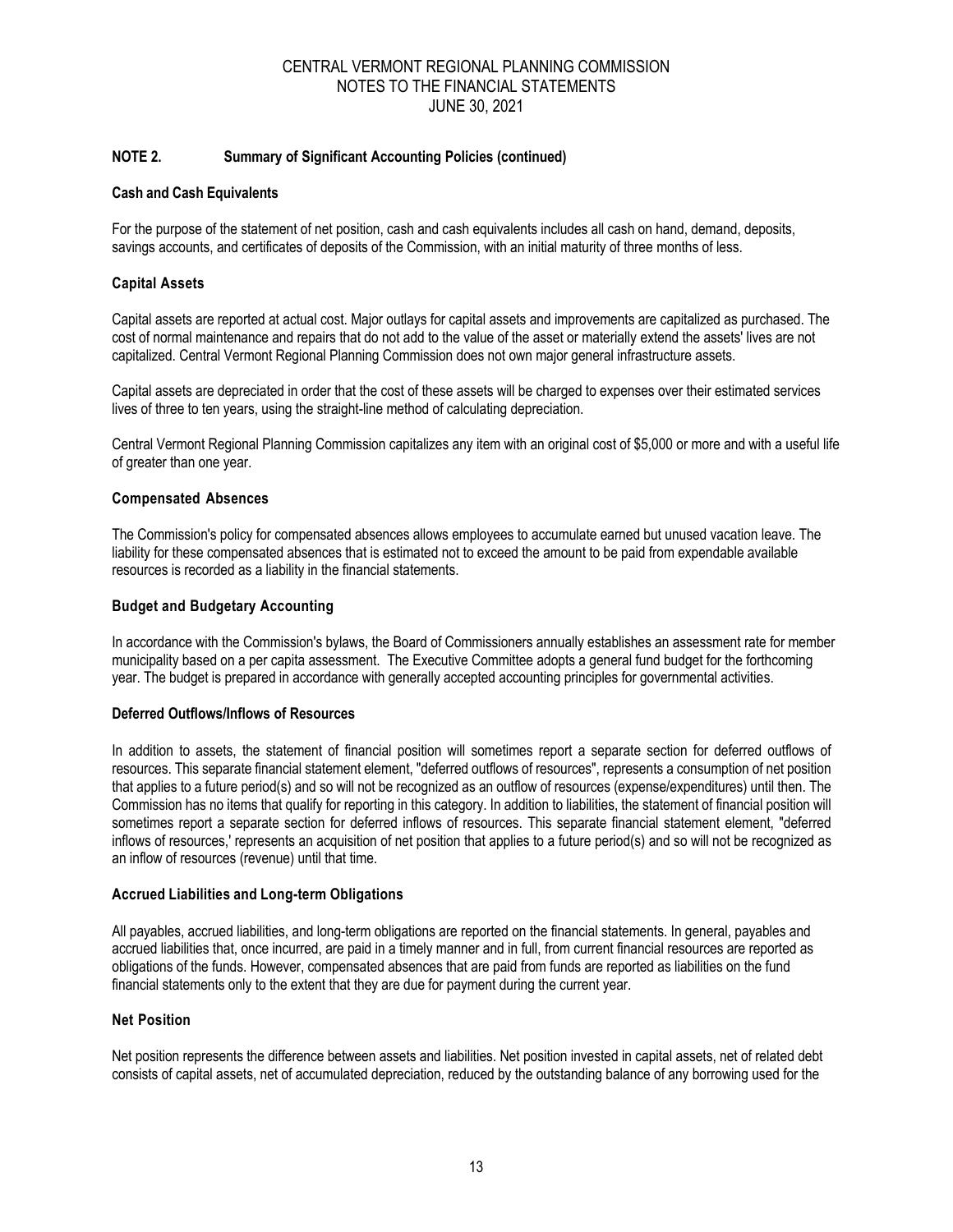## NOTE 2. Summary of Significant Accounting Policies (continued)

### Cash and Cash Equivalents

For the purpose of the statement of net position, cash and cash equivalents includes all cash on hand, demand, deposits, savings accounts, and certificates of deposits of the Commission, with an initial maturity of three months of less.

### Capital Assets

Capital assets are reported at actual cost. Major outlays for capital assets and improvements are capitalized as purchased. The cost of normal maintenance and repairs that do not add to the value of the asset or materially extend the assets' lives are not capitalized. Central Vermont Regional Planning Commission does not own major general infrastructure assets.

Capital assets are depreciated in order that the cost of these assets will be charged to expenses over their estimated services lives of three to ten years, using the straight-line method of calculating depreciation.

Central Vermont Regional Planning Commission capitalizes any item with an original cost of $5,000 or more and with a useful life of greater than one year.

### Compensated Absences

The Commission's policy for compensated absences allows employees to accumulate earned but unused vacation leave. The liability for these compensated absences that is estimated not to exceed the amount to be paid from expendable available resources is recorded as a liability in the financial statements.

### Budget and Budgetary Accounting

In accordance with the Commission's bylaws, the Board of Commissioners annually establishes an assessment rate for member municipality based on a per capita assessment. The Executive Committee adopts a general fund budget for the forthcoming year. The budget is prepared in accordance with generally accepted accounting principles for governmental activities.

### Deferred Outflows/Inflows of Resources

In addition to assets, the statement of financial position will sometimes report a separate section for deferred outflows of resources. This separate financial statement element, "deferred outflows of resources", represents a consumption of net position that applies to a future period(s) and so will not be recognized as an outflow of resources (expense/expenditures) until then. The Commission has no items that qualify for reporting in this category. In addition to liabilities, the statement of financial position will sometimes report a separate section for deferred inflows of resources. This separate financial statement element, "deferred inflows of resources,' represents an acquisition of net position that applies to a future period(s) and so will not be recognized as an inflow of resources (revenue) until that time.

### Accrued Liabilities and Long-term Obligations

All payables, accrued liabilities, and long-term obligations are reported on the financial statements. In general, payables and accrued liabilities that, once incurred, are paid in a timely manner and in full, from current financial resources are reported as obligations of the funds. However, compensated absences that are paid from funds are reported as liabilities on the fund financial statements only to the extent that they are due for payment during the current year.

### Net Position

Net position represents the difference between assets and liabilities. Net position invested in capital assets, net of related debt consists of capital assets, net of accumulated depreciation, reduced by the outstanding balance of any borrowing used for the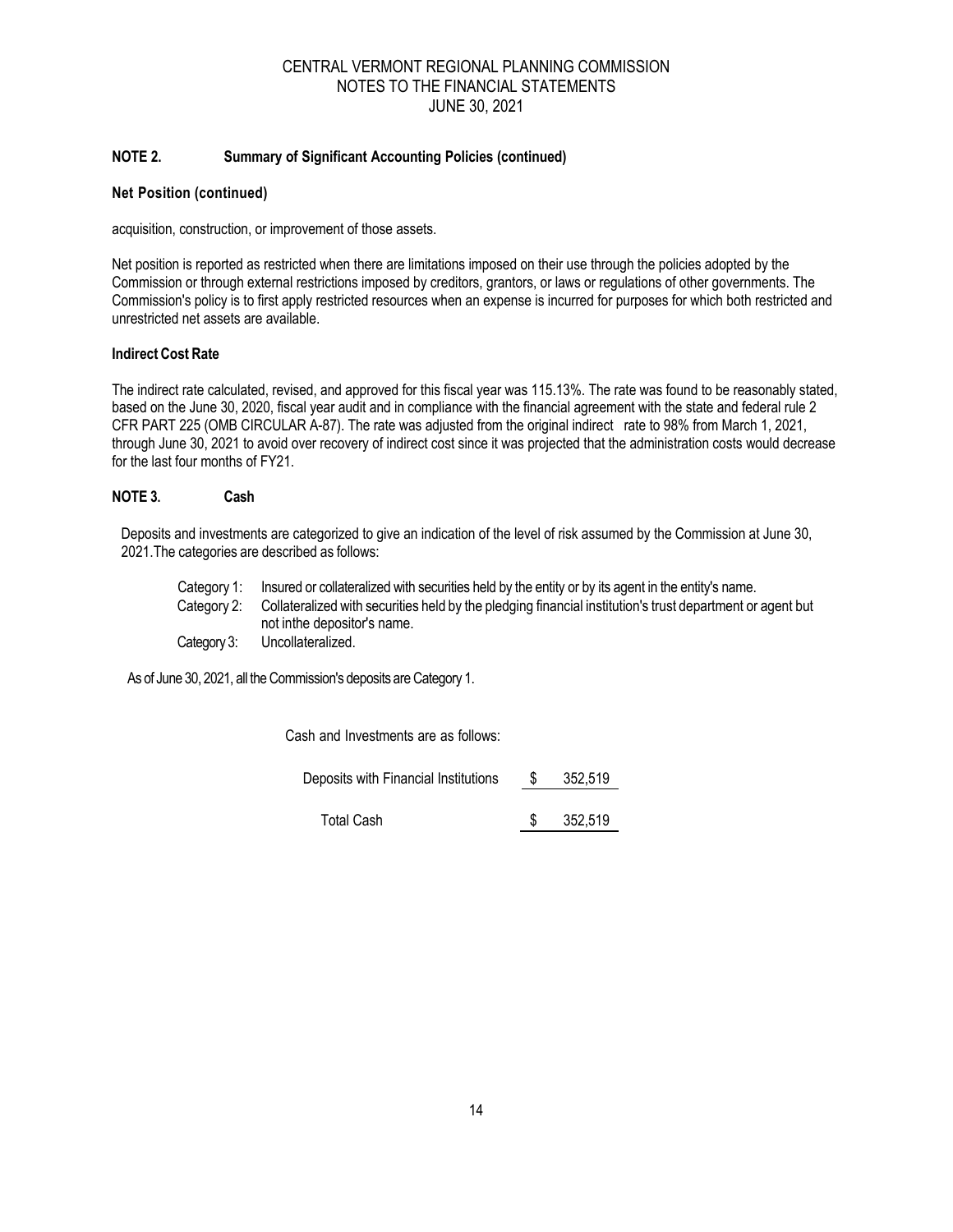# CENTRAL VERMONT REGIONAL PLANNING COMMISSION
## NOTES TO THE FINANCIAL STATEMENTS
## JUNE 30, 2021

### NOTE 2. Summary of Significant Accounting Policies (continued)

**Net Position (continued)**

acquisition, construction, or improvement of those assets.

Net position is reported as restricted when there are limitations imposed on their use through the policies adopted by the Commission or through external restrictions imposed by creditors, grantors, or laws or regulations of other governments. The Commission's policy is to first apply restricted resources when an expense is incurred for purposes for which both restricted and unrestricted net assets are available.

**Indirect Cost Rate**

The indirect rate calculated, revised, and approved for this fiscal year was 115.13%. The rate was found to be reasonably stated, based on the June 30, 2020, fiscal year audit and in compliance with the financial agreement with the state and federal rule 2 CFR PART 225 (OMB CIRCULAR A-87). The rate was adjusted from the original indirect rate to 98% from March 1, 2021, through June 30, 2021 to avoid over recovery of indirect cost since it was projected that the administration costs would decrease for the last four months of FY21.

### NOTE 3. Cash

Deposits and investments are categorized to give an indication of the level of risk assumed by the Commission at June 30, 2021.The categories are described as follows:

Category 1: Insured or collateralized with securities held by the entity or by its agent in the entity's name.
Category 2: Collateralized with securities held by the pledging financial institution's trust department or agent but not inthe depositor's name.
Category 3: Uncollateralized.

As of June 30, 2021, all the Commission's deposits are Category 1.

Cash and Investments are as follows:

| | | |
|---|---|---|
| Deposits with Financial Institutions | $ | 352,519 |
| Total Cash | $ | 352,519 |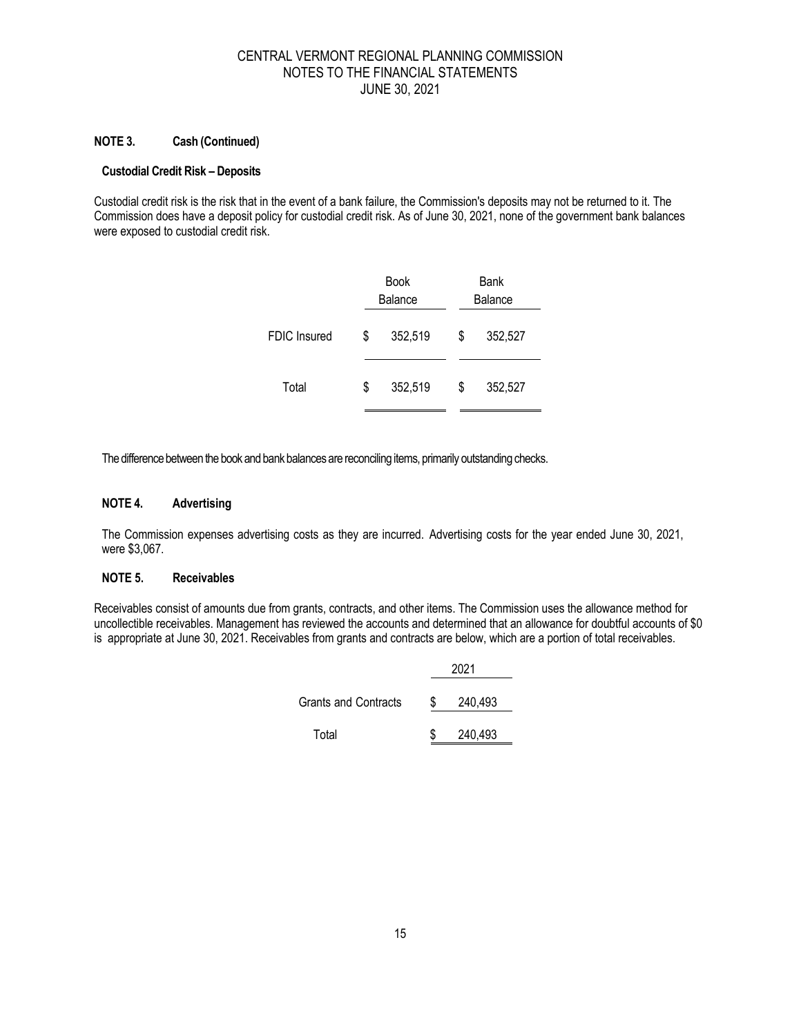## NOTE 3. Cash (Continued)

### Custodial Credit Risk – Deposits

Custodial credit risk is the risk that in the event of a bank failure, the Commission's deposits may not be returned to it. The Commission does have a deposit policy for custodial credit risk. As of June 30, 2021, none of the government bank balances were exposed to custodial credit risk.

| | Book Balance | Bank Balance |
|---|---|---|
| FDIC Insured | $ 352,519 | $ 352,527 |
| Total | $ 352,519 | $ 352,527 |

The difference between the book and bank balances are reconciling items, primarily outstanding checks.

## NOTE 4. Advertising

The Commission expenses advertising costs as they are incurred. Advertising costs for the year ended June 30, 2021, were $3,067.

## NOTE 5. Receivables

Receivables consist of amounts due from grants, contracts, and other items. The Commission uses the allowance method for uncollectible receivables. Management has reviewed the accounts and determined that an allowance for doubtful accounts of $0 is appropriate at June 30, 2021. Receivables from grants and contracts are below, which are a portion of total receivables.

| | 2021 |
|---|---|
| Grants and Contracts | $ 240,493 |
| Total | $ 240,493 |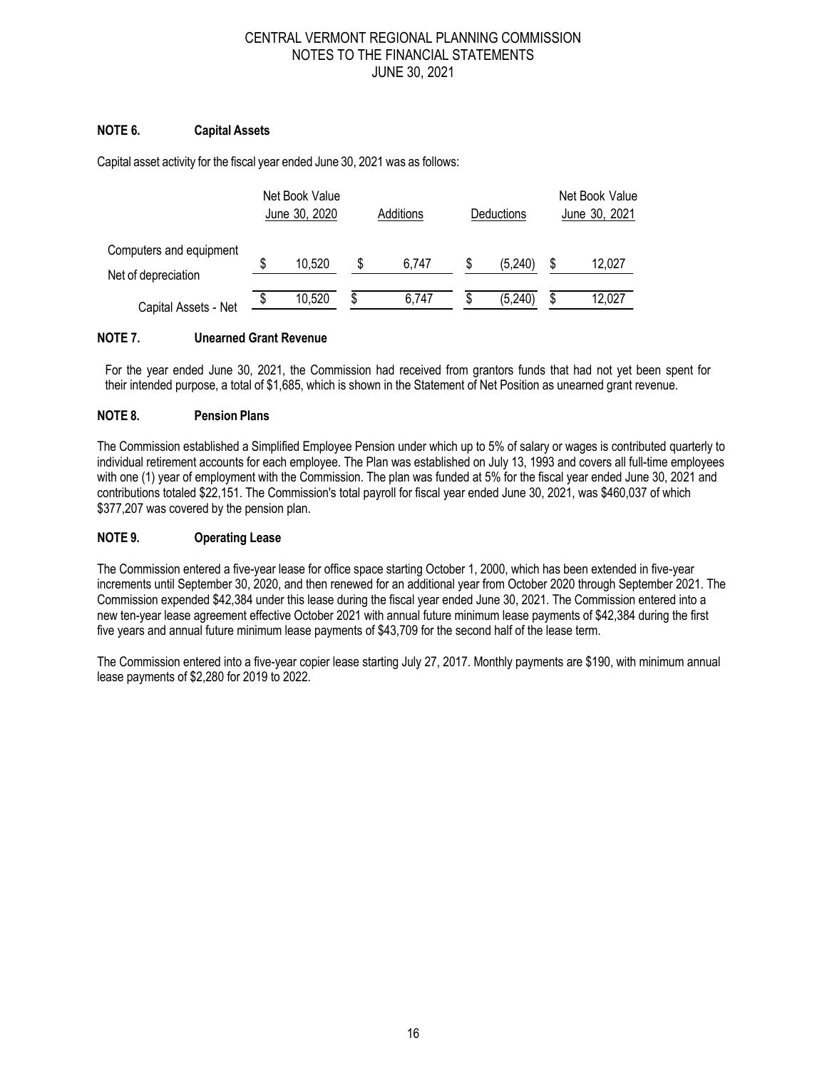## NOTE 6. Capital Assets

Capital asset activity for the fiscal year ended June 30, 2021 was as follows:

| | Net Book Value June 30, 2020 | Additions | Deductions | Net Book Value June 30, 2021 |
|---|---|---|---|---|
| Computers and equipment Net of depreciation | $ 10,520 | $ 6,747 | $ (5,240) | $ 12,027 |
| Capital Assets - Net | $ 10,520 | $ 6,747 | $ (5,240) | $ 12,027 |

## NOTE 7. Unearned Grant Revenue

For the year ended June 30, 2021, the Commission had received from grantors funds that had not yet been spent for their intended purpose, a total of $1,685, which is shown in the Statement of Net Position as unearned grant revenue.

## NOTE 8. Pension Plans

The Commission established a Simplified Employee Pension under which up to 5% of salary or wages is contributed quarterly to individual retirement accounts for each employee. The Plan was established on July 13, 1993 and covers all full-time employees with one (1) year of employment with the Commission. The plan was funded at 5% for the fiscal year ended June 30, 2021 and contributions totaled $22,151. The Commission's total payroll for fiscal year ended June 30, 2021, was $460,037 of which $377,207 was covered by the pension plan.

## NOTE 9. Operating Lease

The Commission entered a five-year lease for office space starting October 1, 2000, which has been extended in five-year increments until September 30, 2020, and then renewed for an additional year from October 2020 through September 2021. The Commission expended $42,384 under this lease during the fiscal year ended June 30, 2021. The Commission entered into a new ten-year lease agreement effective October 2021 with annual future minimum lease payments of $42,384 during the first five years and annual future minimum lease payments of $43,709 for the second half of the lease term.

The Commission entered into a five-year copier lease starting July 27, 2017. Monthly payments are $190, with minimum annual lease payments of $2,280 for 2019 to 2022.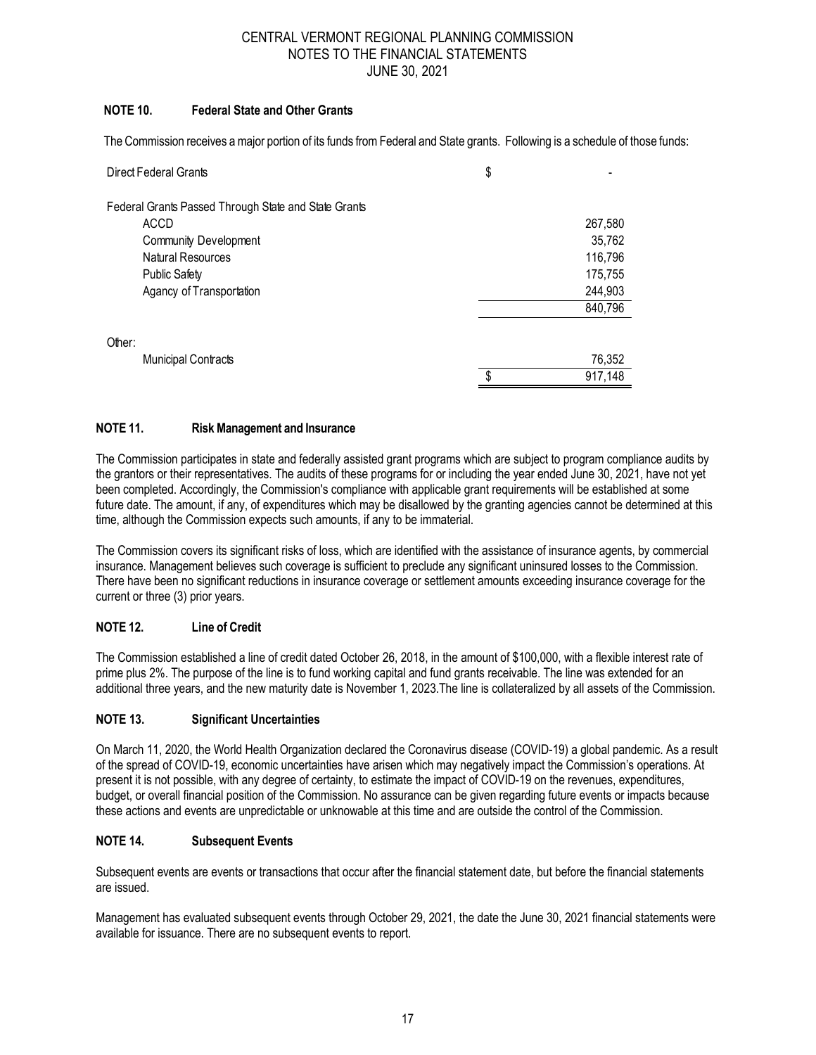CENTRAL VERMONT REGIONAL PLANNING COMMISSION
NOTES TO THE FINANCIAL STATEMENTS
JUNE 30, 2021

### NOTE 10. Federal State and Other Grants

The Commission receives a major portion of its funds from Federal and State grants. Following is a schedule of those funds:

| | |
|---|---|
| Direct Federal Grants | $ - |
| Federal Grants Passed Through State and State Grants | |
| ACCD | 267,580 |
| Community Development | 35,762 |
| Natural Resources | 116,796 |
| Public Safety | 175,755 |
| Agancy of Transportation | 244,903 |
| | 840,796 |
| Other: | |
| Municipal Contracts | 76,352 |
| | $ 917,148 |

### NOTE 11. Risk Management and Insurance

The Commission participates in state and federally assisted grant programs which are subject to program compliance audits by the grantors or their representatives. The audits of these programs for or including the year ended June 30, 2021, have not yet been completed. Accordingly, the Commission's compliance with applicable grant requirements will be established at some future date. The amount, if any, of expenditures which may be disallowed by the granting agencies cannot be determined at this time, although the Commission expects such amounts, if any to be immaterial.

The Commission covers its significant risks of loss, which are identified with the assistance of insurance agents, by commercial insurance. Management believes such coverage is sufficient to preclude any significant uninsured losses to the Commission. There have been no significant reductions in insurance coverage or settlement amounts exceeding insurance coverage for the current or three (3) prior years.

### NOTE 12. Line of Credit

The Commission established a line of credit dated October 26, 2018, in the amount of $100,000, with a flexible interest rate of prime plus 2%. The purpose of the line is to fund working capital and fund grants receivable. The line was extended for an additional three years, and the new maturity date is November 1, 2023.The line is collateralized by all assets of the Commission.

### NOTE 13. Significant Uncertainties

On March 11, 2020, the World Health Organization declared the Coronavirus disease (COVID-19) a global pandemic. As a result of the spread of COVID-19, economic uncertainties have arisen which may negatively impact the Commission's operations. At present it is not possible, with any degree of certainty, to estimate the impact of COVID-19 on the revenues, expenditures, budget, or overall financial position of the Commission. No assurance can be given regarding future events or impacts because these actions and events are unpredictable or unknowable at this time and are outside the control of the Commission.

### NOTE 14. Subsequent Events

Subsequent events are events or transactions that occur after the financial statement date, but before the financial statements are issued.

Management has evaluated subsequent events through October 29, 2021, the date the June 30, 2021 financial statements were available for issuance. There are no subsequent events to report.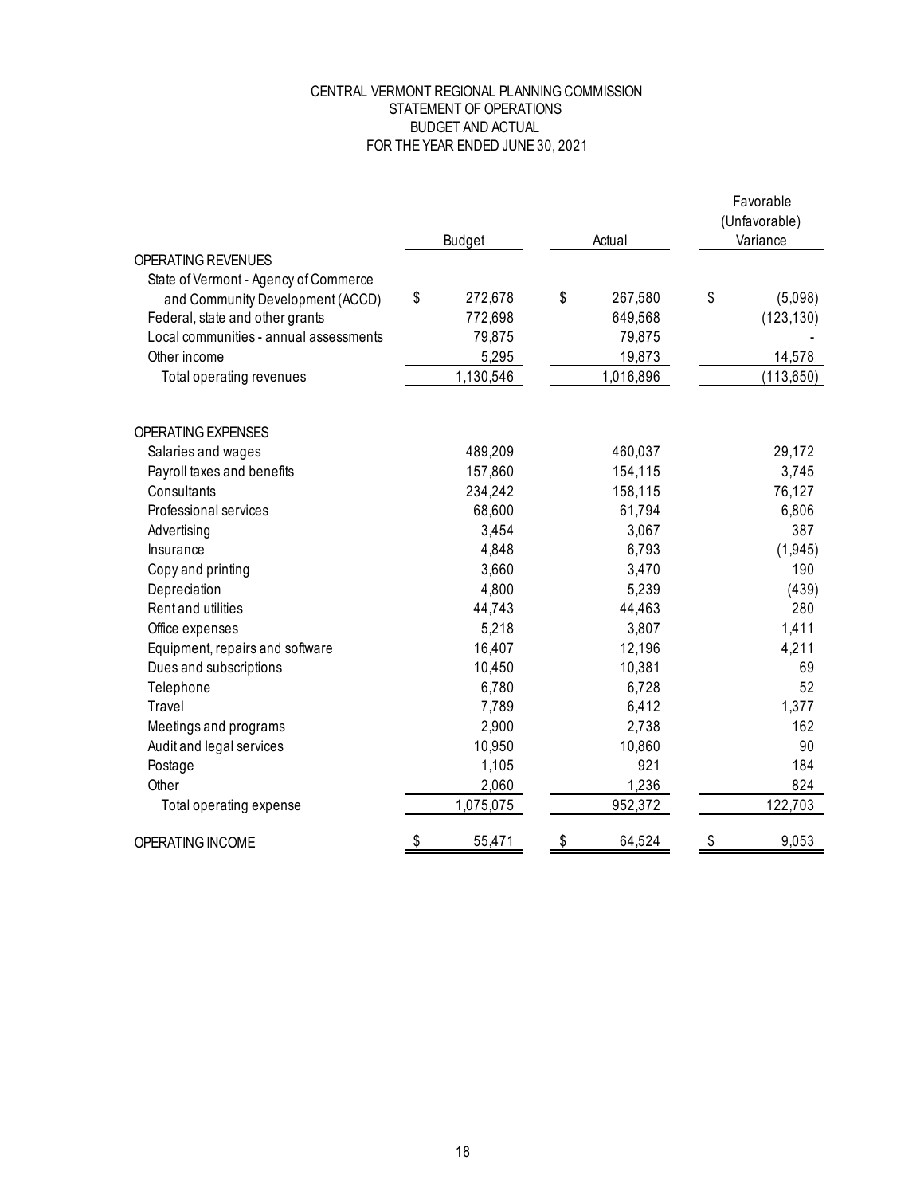CENTRAL VERMONT REGIONAL PLANNING COMMISSION
STATEMENT OF OPERATIONS
BUDGET AND ACTUAL
FOR THE YEAR ENDED JUNE 30, 2021

| | Budget | Actual | Favorable (Unfavorable) Variance |
|---|---|---|---|
| OPERATING REVENUES | | | |
| State of Vermont - Agency of Commerce and Community Development (ACCD) | $ 272,678 | $ 267,580 | $ (5,098) |
| Federal, state and other grants | 772,698 | 649,568 | (123,130) |
| Local communities - annual assessments | 79,875 | 79,875 | - |
| Other income | 5,295 | 19,873 | 14,578 |
| Total operating revenues | 1,130,546 | 1,016,896 | (113,650) |
| | | | |
| OPERATING EXPENSES | | | |
| Salaries and wages | 489,209 | 460,037 | 29,172 |
| Payroll taxes and benefits | 157,860 | 154,115 | 3,745 |
| Consultants | 234,242 | 158,115 | 76,127 |
| Professional services | 68,600 | 61,794 | 6,806 |
| Advertising | 3,454 | 3,067 | 387 |
| Insurance | 4,848 | 6,793 | (1,945) |
| Copy and printing | 3,660 | 3,470 | 190 |
| Depreciation | 4,800 | 5,239 | (439) |
| Rent and utilities | 44,743 | 44,463 | 280 |
| Office expenses | 5,218 | 3,807 | 1,411 |
| Equipment, repairs and software | 16,407 | 12,196 | 4,211 |
| Dues and subscriptions | 10,450 | 10,381 | 69 |
| Telephone | 6,780 | 6,728 | 52 |
| Travel | 7,789 | 6,412 | 1,377 |
| Meetings and programs | 2,900 | 2,738 | 162 |
| Audit and legal services | 10,950 | 10,860 | 90 |
| Postage | 1,105 | 921 | 184 |
| Other | 2,060 | 1,236 | 824 |
| Total operating expense | 1,075,075 | 952,372 | 122,703 |
| | | | |
| OPERATING INCOME | $ 55,471 | $ 64,524 | $ 9,053 |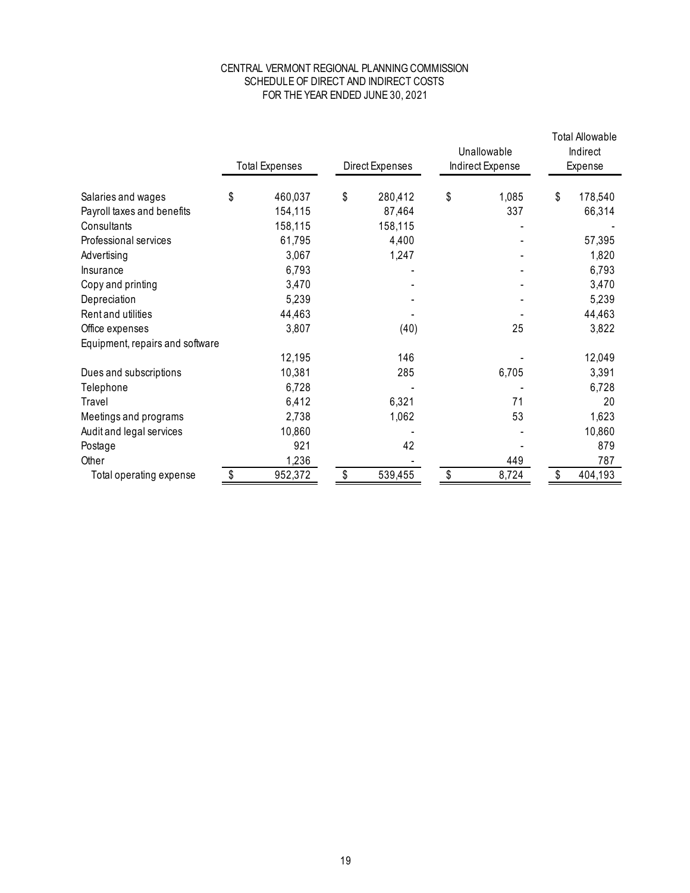# CENTRAL VERMONT REGIONAL PLANNING COMMISSION
## SCHEDULE OF DIRECT AND INDIRECT COSTS
### FOR THE YEAR ENDED JUNE 30, 2021

| | Total Expenses | Direct Expenses | Unallowable Indirect Expense | Total Allowable Indirect Expense |
|---|---|---|---|---|
| Salaries and wages | $ 460,037 | $ 280,412 | $ 1,085 | $ 178,540 |
| Payroll taxes and benefits | 154,115 | 87,464 | 337 | 66,314 |
| Consultants | 158,115 | 158,115 | - | - |
| Professional services | 61,795 | 4,400 | - | 57,395 |
| Advertising | 3,067 | 1,247 | - | 1,820 |
| Insurance | 6,793 | - | - | 6,793 |
| Copy and printing | 3,470 | - | - | 3,470 |
| Depreciation | 5,239 | - | - | 5,239 |
| Rent and utilities | 44,463 | - | - | 44,463 |
| Office expenses | 3,807 | (40) | 25 | 3,822 |
| Equipment, repairs and software | 12,195 | 146 | - | 12,049 |
| Dues and subscriptions | 10,381 | 285 | 6,705 | 3,391 |
| Telephone | 6,728 | - | - | 6,728 |
| Travel | 6,412 | 6,321 | 71 | 20 |
| Meetings and programs | 2,738 | 1,062 | 53 | 1,623 |
| Audit and legal services | 10,860 | - | - | 10,860 |
| Postage | 921 | 42 | - | 879 |
| Other | 1,236 | - | 449 | 787 |
| Total operating expense | $ 952,372 | $ 539,455 | $ 8,724 | $ 404,193 |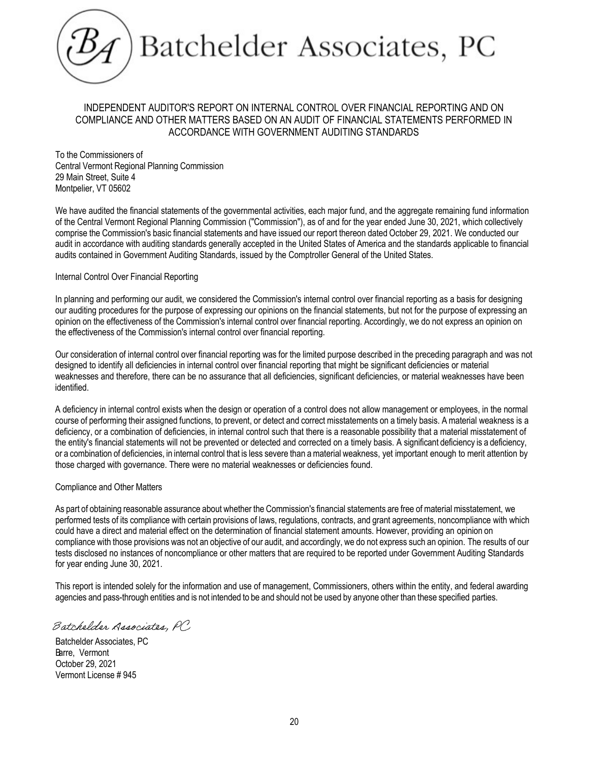# Batchelder Associates, PC

## INDEPENDENT AUDITOR'S REPORT ON INTERNAL CONTROL OVER FINANCIAL REPORTING AND ON COMPLIANCE AND OTHER MATTERS BASED ON AN AUDIT OF FINANCIAL STATEMENTS PERFORMED IN ACCORDANCE WITH GOVERNMENT AUDITING STANDARDS

To the Commissioners of
Central Vermont Regional Planning Commission
29 Main Street, Suite 4
Montpelier, VT 05602

We have audited the financial statements of the governmental activities, each major fund, and the aggregate remaining fund information of the Central Vermont Regional Planning Commission ("Commission"), as of and for the year ended June 30, 2021, which collectively comprise the Commission's basic financial statements and have issued our report thereon dated October 29, 2021. We conducted our audit in accordance with auditing standards generally accepted in the United States of America and the standards applicable to financial audits contained in Government Auditing Standards, issued by the Comptroller General of the United States.

### Internal Control Over Financial Reporting

In planning and performing our audit, we considered the Commission's internal control over financial reporting as a basis for designing our auditing procedures for the purpose of expressing our opinions on the financial statements, but not for the purpose of expressing an opinion on the effectiveness of the Commission's internal control over financial reporting. Accordingly, we do not express an opinion on the effectiveness of the Commission's internal control over financial reporting.

Our consideration of internal control over financial reporting was for the limited purpose described in the preceding paragraph and was not designed to identify all deficiencies in internal control over financial reporting that might be significant deficiencies or material weaknesses and therefore, there can be no assurance that all deficiencies, significant deficiencies, or material weaknesses have been identified.

A deficiency in internal control exists when the design or operation of a control does not allow management or employees, in the normal course of performing their assigned functions, to prevent, or detect and correct misstatements on a timely basis. A material weakness is a deficiency, or a combination of deficiencies, in internal control such that there is a reasonable possibility that a material misstatement of the entity's financial statements will not be prevented or detected and corrected on a timely basis. A significant deficiency is a deficiency, or a combination of deficiencies, in internal control that is less severe than a material weakness, yet important enough to merit attention by those charged with governance. There were no material weaknesses or deficiencies found.

### Compliance and Other Matters

As part of obtaining reasonable assurance about whether the Commission's financial statements are free of material misstatement, we performed tests of its compliance with certain provisions of laws, regulations, contracts, and grant agreements, noncompliance with which could have a direct and material effect on the determination of financial statement amounts. However, providing an opinion on compliance with those provisions was not an objective of our audit, and accordingly, we do not express such an opinion. The results of our tests disclosed no instances of noncompliance or other matters that are required to be reported under Government Auditing Standards for year ending June 30, 2021.

This report is intended solely for the information and use of management, Commissioners, others within the entity, and federal awarding agencies and pass-through entities and is not intended to be and should not be used by anyone other than these specified parties.

*Batchelder Associates, PC*

Batchelder Associates, PC
Barre, Vermont
October 29, 2021
Vermont License # 945